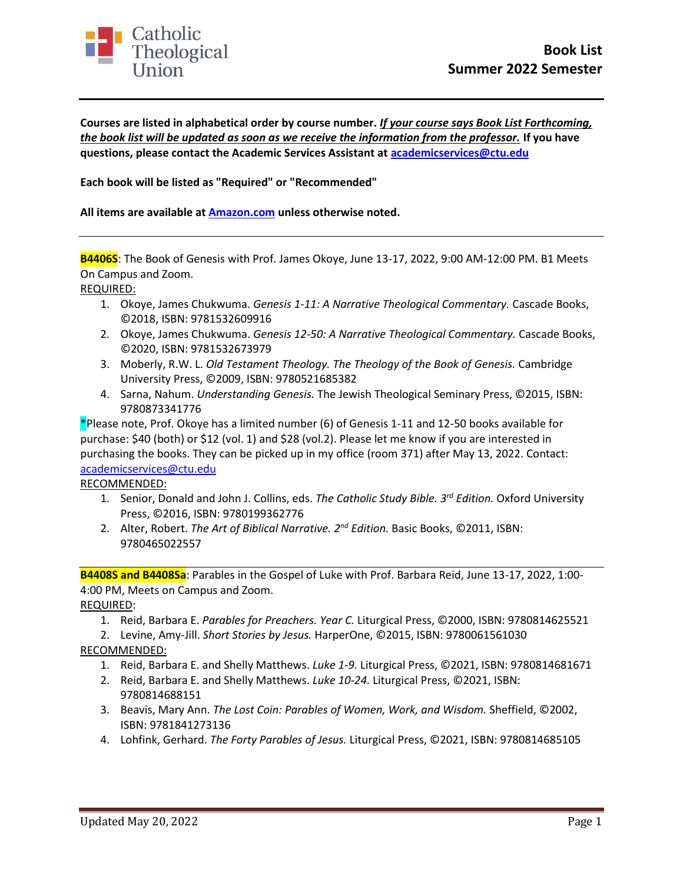Catholic Theological Union

# Book List Summer 2022 Semester

**Courses are listed in alphabetical order by course number. *If your course says Book List Forthcoming, the book list will be updated as soon as we receive the information from the professor.* If you have questions, please contact the Academic Services Assistant at academicservices@ctu.edu**

**Each book will be listed as "Required" or "Recommended"**

**All items are available at Amazon.com unless otherwise noted.**

---

**B4406S**: The Book of Genesis with Prof. James Okoye, June 13-17, 2022, 9:00 AM-12:00 PM. B1 Meets On Campus and Zoom.

REQUIRED:

1. Okoye, James Chukwuma. *Genesis 1-11: A Narrative Theological Commentary.* Cascade Books, ©2018, ISBN: 9781532609916
2. Okoye, James Chukwuma. *Genesis 12-50: A Narrative Theological Commentary.* Cascade Books, ©2020, ISBN: 9781532673979
3. Moberly, R.W. L. *Old Testament Theology. The Theology of the Book of Genesis.* Cambridge University Press, ©2009, ISBN: 9780521685382
4. Sarna, Nahum. *Understanding Genesis.* The Jewish Theological Seminary Press, ©2015, ISBN: 9780873341776

*Please note, Prof. Okoye has a limited number (6) of Genesis 1-11 and 12-50 books available for purchase: $40 (both) or $12 (vol. 1) and $28 (vol.2). Please let me know if you are interested in purchasing the books. They can be picked up in my office (room 371) after May 13, 2022. Contact: academicservices@ctu.edu

RECOMMENDED:

1. Senior, Donald and John J. Collins, eds. *The Catholic Study Bible. 3rd Edition.* Oxford University Press, ©2016, ISBN: 9780199362776
2. Alter, Robert. *The Art of Biblical Narrative. 2nd Edition.* Basic Books, ©2011, ISBN: 9780465022557

---

**B4408S and B4408Sa**: Parables in the Gospel of Luke with Prof. Barbara Reid, June 13-17, 2022, 1:00-4:00 PM, Meets on Campus and Zoom.

REQUIRED:

1. Reid, Barbara E. *Parables for Preachers. Year C.* Liturgical Press, ©2000, ISBN: 9780814625521
2. Levine, Amy-Jill. *Short Stories by Jesus.* HarperOne, ©2015, ISBN: 9780061561030

RECOMMENDED:

1. Reid, Barbara E. and Shelly Matthews. *Luke 1-9.* Liturgical Press, ©2021, ISBN: 9780814681671
2. Reid, Barbara E. and Shelly Matthews. *Luke 10-24.* Liturgical Press, ©2021, ISBN: 9780814688151
3. Beavis, Mary Ann. *The Lost Coin: Parables of Women, Work, and Wisdom.* Sheffield, ©2002, ISBN: 9781841273136
4. Lohfink, Gerhard. *The Forty Parables of Jesus.* Liturgical Press, ©2021, ISBN: 9780814685105

Updated May 20, 2022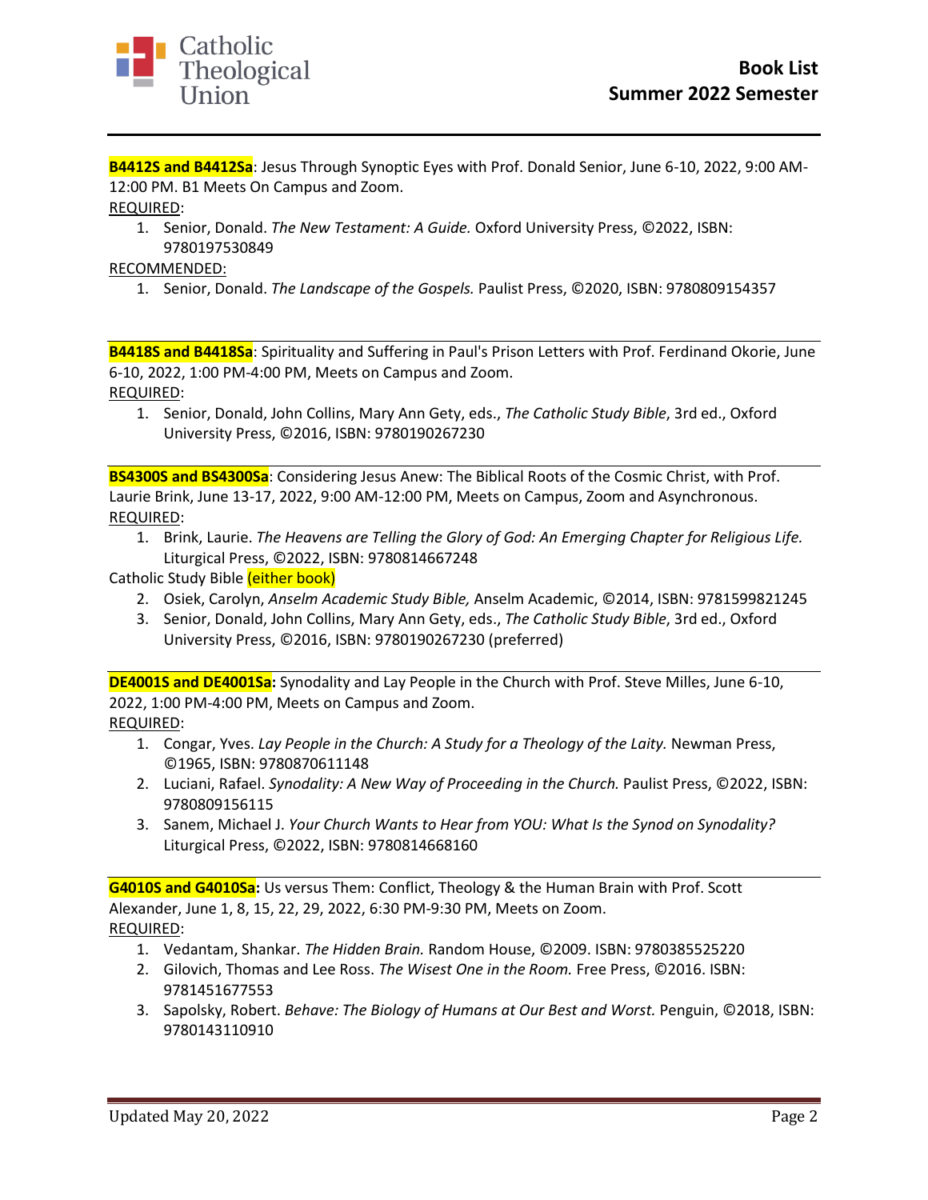**B4412S and B4412Sa**: Jesus Through Synoptic Eyes with Prof. Donald Senior, June 6-10, 2022, 9:00 AM-12:00 PM. B1 Meets On Campus and Zoom.

REQUIRED:

1. Senior, Donald. *The New Testament: A Guide.* Oxford University Press, ©2022, ISBN: 9780197530849

RECOMMENDED:

1. Senior, Donald. *The Landscape of the Gospels.* Paulist Press, ©2020, ISBN: 9780809154357

---

**B4418S and B4418Sa**: Spirituality and Suffering in Paul's Prison Letters with Prof. Ferdinand Okorie, June 6-10, 2022, 1:00 PM-4:00 PM, Meets on Campus and Zoom.

REQUIRED:

1. Senior, Donald, John Collins, Mary Ann Gety, eds., *The Catholic Study Bible*, 3rd ed., Oxford University Press, ©2016, ISBN: 9780190267230

---

**BS4300S and BS4300Sa**: Considering Jesus Anew: The Biblical Roots of the Cosmic Christ, with Prof. Laurie Brink, June 13-17, 2022, 9:00 AM-12:00 PM, Meets on Campus, Zoom and Asynchronous.

REQUIRED:

1. Brink, Laurie. *The Heavens are Telling the Glory of God: An Emerging Chapter for Religious Life.* Liturgical Press, ©2022, ISBN: 9780814667248

Catholic Study Bible (either book)

2. Osiek, Carolyn, *Anselm Academic Study Bible,* Anselm Academic, ©2014, ISBN: 9781599821245
3. Senior, Donald, John Collins, Mary Ann Gety, eds., *The Catholic Study Bible*, 3rd ed., Oxford University Press, ©2016, ISBN: 9780190267230 (preferred)

---

**DE4001S and DE4001Sa:** Synodality and Lay People in the Church with Prof. Steve Milles, June 6-10, 2022, 1:00 PM-4:00 PM, Meets on Campus and Zoom.

REQUIRED:

1. Congar, Yves. *Lay People in the Church: A Study for a Theology of the Laity.* Newman Press, ©1965, ISBN: 9780870611148
2. Luciani, Rafael. *Synodality: A New Way of Proceeding in the Church.* Paulist Press, ©2022, ISBN: 9780809156115
3. Sanem, Michael J. *Your Church Wants to Hear from YOU: What Is the Synod on Synodality?* Liturgical Press, ©2022, ISBN: 9780814668160

---

**G4010S and G4010Sa:** Us versus Them: Conflict, Theology & the Human Brain with Prof. Scott Alexander, June 1, 8, 15, 22, 29, 2022, 6:30 PM-9:30 PM, Meets on Zoom.

REQUIRED:

1. Vedantam, Shankar. *The Hidden Brain.* Random House, ©2009. ISBN: 9780385525220
2. Gilovich, Thomas and Lee Ross. *The Wisest One in the Room.* Free Press, ©2016. ISBN: 9781451677553
3. Sapolsky, Robert. *Behave: The Biology of Humans at Our Best and Worst.* Penguin, ©2018, ISBN: 9780143110910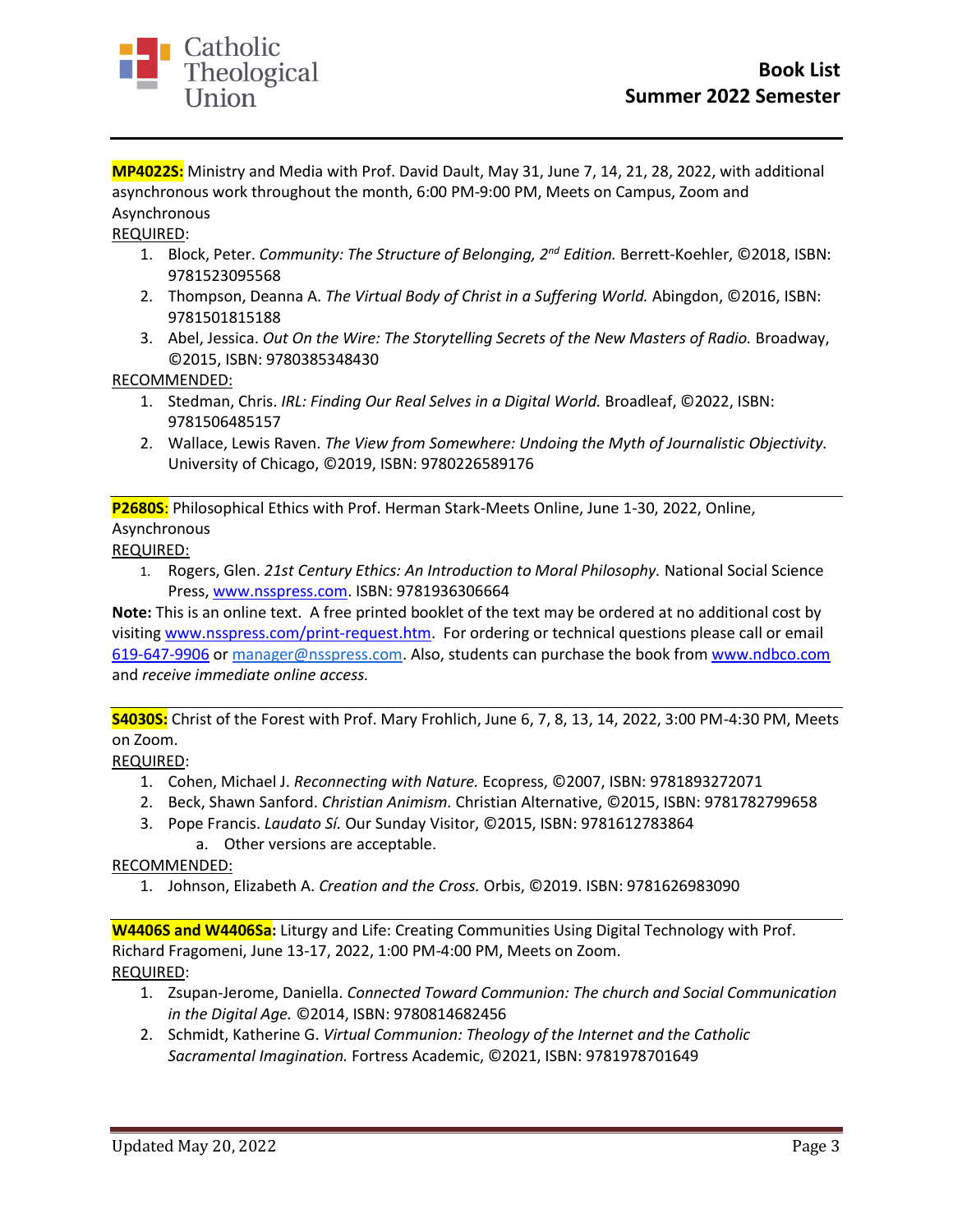**MP4022S:** Ministry and Media with Prof. David Dault, May 31, June 7, 14, 21, 28, 2022, with additional asynchronous work throughout the month, 6:00 PM-9:00 PM, Meets on Campus, Zoom and Asynchronous

REQUIRED:

1. Block, Peter. *Community: The Structure of Belonging, 2nd Edition.* Berrett-Koehler, ©2018, ISBN: 9781523095568
2. Thompson, Deanna A. *The Virtual Body of Christ in a Suffering World.* Abingdon, ©2016, ISBN: 9781501815188
3. Abel, Jessica. *Out On the Wire: The Storytelling Secrets of the New Masters of Radio.* Broadway, ©2015, ISBN: 9780385348430

RECOMMENDED:

1. Stedman, Chris. *IRL: Finding Our Real Selves in a Digital World.* Broadleaf, ©2022, ISBN: 9781506485157
2. Wallace, Lewis Raven. *The View from Somewhere: Undoing the Myth of Journalistic Objectivity.* University of Chicago, ©2019, ISBN: 9780226589176

---

**P2680S**: Philosophical Ethics with Prof. Herman Stark-Meets Online, June 1-30, 2022, Online, Asynchronous

REQUIRED:

1. Rogers, Glen. *21st Century Ethics: An Introduction to Moral Philosophy.* National Social Science Press, www.nsspress.com. ISBN: 9781936306664

**Note:** This is an online text. A free printed booklet of the text may be ordered at no additional cost by visiting www.nsspress.com/print-request.htm. For ordering or technical questions please call or email 619-647-9906 or manager@nsspress.com. Also, students can purchase the book from www.ndbco.com and *receive immediate online access.*

---

**S4030S:** Christ of the Forest with Prof. Mary Frohlich, June 6, 7, 8, 13, 14, 2022, 3:00 PM-4:30 PM, Meets on Zoom.

REQUIRED:

1. Cohen, Michael J. *Reconnecting with Nature.* Ecopress, ©2007, ISBN: 9781893272071
2. Beck, Shawn Sanford. *Christian Animism.* Christian Alternative, ©2015, ISBN: 9781782799658
3. Pope Francis. *Laudato Sí.* Our Sunday Visitor, ©2015, ISBN: 9781612783864
   a. Other versions are acceptable.

RECOMMENDED:

1. Johnson, Elizabeth A. *Creation and the Cross.* Orbis, ©2019. ISBN: 9781626983090

---

**W4406S and W4406Sa:** Liturgy and Life: Creating Communities Using Digital Technology with Prof. Richard Fragomeni, June 13-17, 2022, 1:00 PM-4:00 PM, Meets on Zoom.

REQUIRED:

1. Zsupan-Jerome, Daniella. *Connected Toward Communion: The church and Social Communication in the Digital Age.* ©2014, ISBN: 9780814682456
2. Schmidt, Katherine G. *Virtual Communion: Theology of the Internet and the Catholic Sacramental Imagination.* Fortress Academic, ©2021, ISBN: 9781978701649